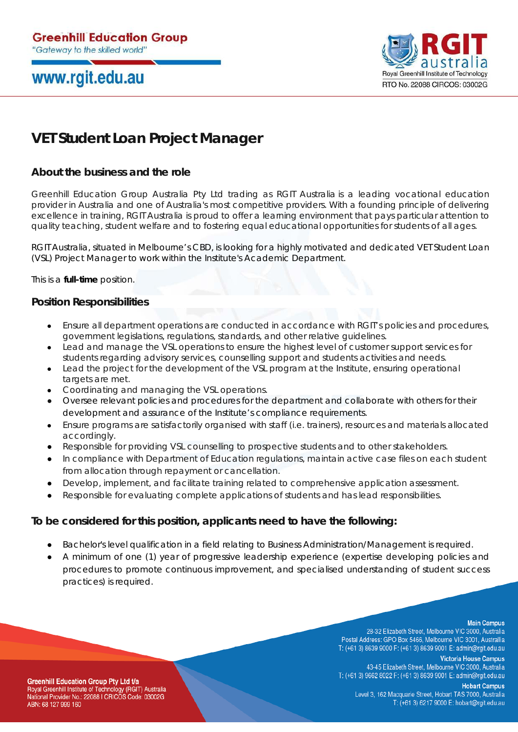Greenhill Education Group
"Gateway to the skilled world"

www.rgit.edu.au

RGIT australia
Royal Greenhill Institute of Technology
RTO No. 22088 CIRCOS: 03002G

# VET Student Loan Project Manager

## About the business and the role

Greenhill Education Group Australia Pty Ltd trading as RGIT Australia is a leading vocational education provider in Australia and one of Australia's most competitive providers. With a founding principle of delivering excellence in training, RGIT Australia is proud to offer a learning environment that pays particular attention to quality teaching, student welfare and to fostering equal educational opportunities for students of all ages.

RGIT Australia, situated in Melbourne's CBD, is looking for a highly motivated and dedicated VET Student Loan (VSL) Project Manager to work within the Institute's Academic Department.

This is a **full-time** position.

## Position Responsibilities

- Ensure all department operations are conducted in accordance with RGIT's policies and procedures, government legislations, regulations, standards, and other relative guidelines.
- Lead and manage the VSL operations to ensure the highest level of customer support services for students regarding advisory services, counselling support and students activities and needs.
- Lead the project for the development of the VSL program at the Institute, ensuring operational targets are met.
- Coordinating and managing the VSL operations.
- Oversee relevant policies and procedures for the department and collaborate with others for their development and assurance of the Institute's compliance requirements.
- Ensure programs are satisfactorily organised with staff (i.e. trainers), resources and materials allocated accordingly.
- Responsible for providing VSL counselling to prospective students and to other stakeholders.
- In compliance with Department of Education regulations, maintain active case files on each student from allocation through repayment or cancellation.
- Develop, implement, and facilitate training related to comprehensive application assessment.
- Responsible for evaluating complete applications of students and has lead responsibilities.

## To be considered for this position, applicants need to have the following:

- Bachelor's level qualification in a field relating to Business Administration/Management is required.
- A minimum of one (1) year of progressive leadership experience (expertise developing policies and procedures to promote continuous improvement, and specialised understanding of student success practices) is required.

**Greenhill Education Group Pty Ltd t/a**
Royal Greenhill Institute of Technology (RGIT) Australia
National Provider No.: 22088 I CRICOS Code: 03002G
ABN: 68 127 999 160

**Main Campus**
28-32 Elizabeth Street, Melbourne VIC 3000, Australia
Postal Address: GPO Box 5466, Melbourne VIC 3001, Australia
T: (+61 3) 8639 9000 F: (+61 3) 8639 9001 E: admin@rgit.edu.au

**Victoria House Campus**
43-45 Elizabeth Street, Melbourne VIC 3000, Australia
T: (+61 3) 9662 8022 F: (+61 3) 8639 9001 E: admin@rgit.edu.au

**Hobart Campus**
Level 3, 162 Macquarie Street, Hobart TAS 7000, Australia
T: (+61 3) 6217 9000 E: hobart@rgit.edu.au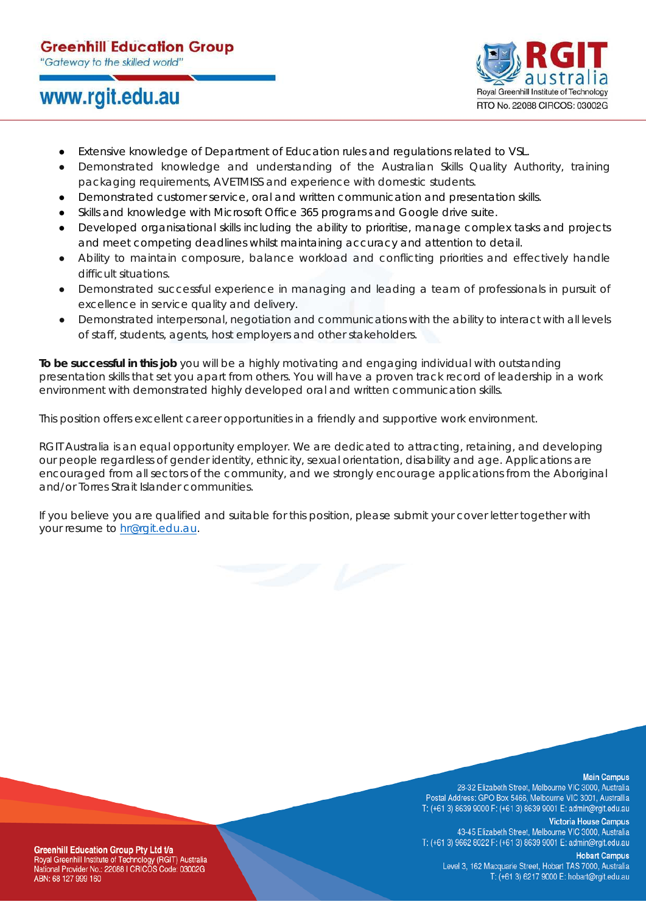- Extensive knowledge of Department of Education rules and regulations related to VSL.
- Demonstrated knowledge and understanding of the Australian Skills Quality Authority, training packaging requirements, AVETMISS and experience with domestic students.
- Demonstrated customer service, oral and written communication and presentation skills.
- Skills and knowledge with Microsoft Office 365 programs and Google drive suite.
- Developed organisational skills including the ability to prioritise, manage complex tasks and projects and meet competing deadlines whilst maintaining accuracy and attention to detail.
- Ability to maintain composure, balance workload and conflicting priorities and effectively handle difficult situations.
- Demonstrated successful experience in managing and leading a team of professionals in pursuit of excellence in service quality and delivery.
- Demonstrated interpersonal, negotiation and communications with the ability to interact with all levels of staff, students, agents, host employers and other stakeholders.

**To be successful in this job** you will be a highly motivating and engaging individual with outstanding presentation skills that set you apart from others. You will have a proven track record of leadership in a work environment with demonstrated highly developed oral and written communication skills.

This position offers excellent career opportunities in a friendly and supportive work environment.

RGIT Australia is an equal opportunity employer. We are dedicated to attracting, retaining, and developing our people regardless of gender identity, ethnicity, sexual orientation, disability and age. Applications are encouraged from all sectors of the community, and we strongly encourage applications from the Aboriginal and/or Torres Strait Islander communities.

If you believe you are qualified and suitable for this position, please submit your cover letter together with your resume to hr@rgit.edu.au.